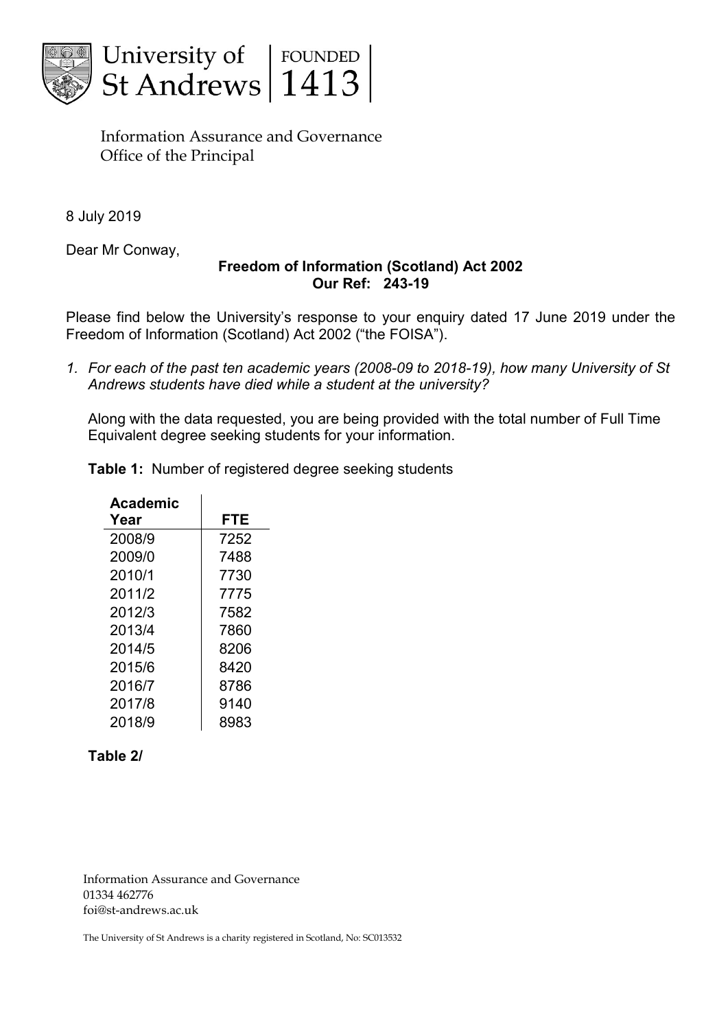University of St Andrews | FOUNDED 1413

Information Assurance and Governance
Office of the Principal

8 July 2019

Dear Mr Conway,

**Freedom of Information (Scotland) Act 2002**
**Our Ref: 243-19**

Please find below the University's response to your enquiry dated 17 June 2019 under the Freedom of Information (Scotland) Act 2002 ("the FOISA").

1. *For each of the past ten academic years (2008-09 to 2018-19), how many University of St Andrews students have died while a student at the university?*

   Along with the data requested, you are being provided with the total number of Full Time Equivalent degree seeking students for your information.

   **Table 1:** Number of registered degree seeking students

| Academic Year | FTE |
|---|---|
| 2008/9 | 7252 |
| 2009/0 | 7488 |
| 2010/1 | 7730 |
| 2011/2 | 7775 |
| 2012/3 | 7582 |
| 2013/4 | 7860 |
| 2014/5 | 8206 |
| 2015/6 | 8420 |
| 2016/7 | 8786 |
| 2017/8 | 9140 |
| 2018/9 | 8983 |

**Table 2/**

Information Assurance and Governance
01334 462776
foi@st-andrews.ac.uk

The University of St Andrews is a charity registered in Scotland, No: SC013532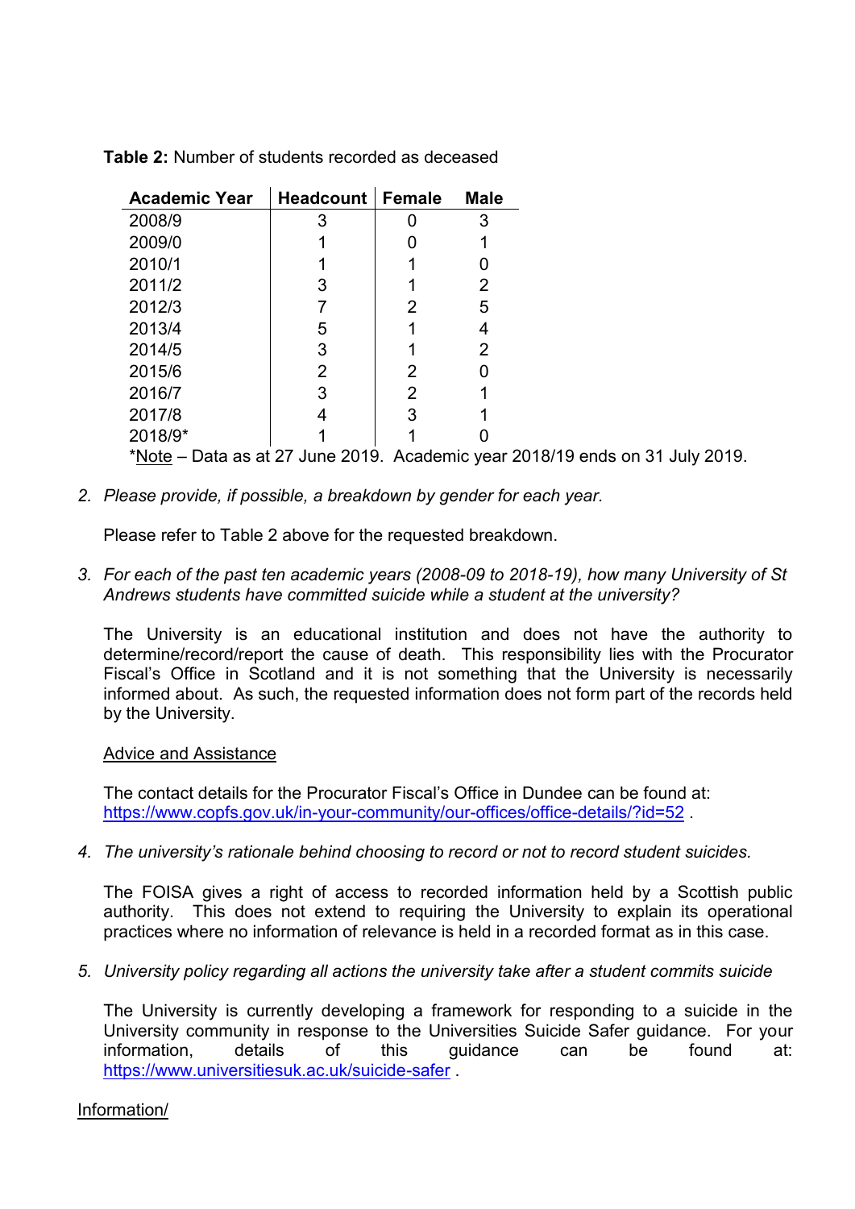**Table 2:** Number of students recorded as deceased

| Academic Year | Headcount | Female | Male |
|---|---|---|---|
| 2008/9 | 3 | 0 | 3 |
| 2009/0 | 1 | 0 | 1 |
| 2010/1 | 1 | 1 | 0 |
| 2011/2 | 3 | 1 | 2 |
| 2012/3 | 7 | 2 | 5 |
| 2013/4 | 5 | 1 | 4 |
| 2014/5 | 3 | 1 | 2 |
| 2015/6 | 2 | 2 | 0 |
| 2016/7 | 3 | 2 | 1 |
| 2017/8 | 4 | 3 | 1 |
| 2018/9* | 1 | 1 | 0 |

*Note – Data as at 27 June 2019. Academic year 2018/19 ends on 31 July 2019.

2. *Please provide, if possible, a breakdown by gender for each year.*

   Please refer to Table 2 above for the requested breakdown.

3. *For each of the past ten academic years (2008-09 to 2018-19), how many University of St Andrews students have committed suicide while a student at the university?*

   The University is an educational institution and does not have the authority to determine/record/report the cause of death. This responsibility lies with the Procurator Fiscal's Office in Scotland and it is not something that the University is necessarily informed about. As such, the requested information does not form part of the records held by the University.

   Advice and Assistance

   The contact details for the Procurator Fiscal's Office in Dundee can be found at: https://www.copfs.gov.uk/in-your-community/our-offices/office-details/?id=52 .

4. *The university's rationale behind choosing to record or not to record student suicides.*

   The FOISA gives a right of access to recorded information held by a Scottish public authority. This does not extend to requiring the University to explain its operational practices where no information of relevance is held in a recorded format as in this case.

5. *University policy regarding all actions the university take after a student commits suicide*

   The University is currently developing a framework for responding to a suicide in the University community in response to the Universities Suicide Safer guidance. For your information, details of this guidance can be found at: https://www.universitiesuk.ac.uk/suicide-safer .

Information/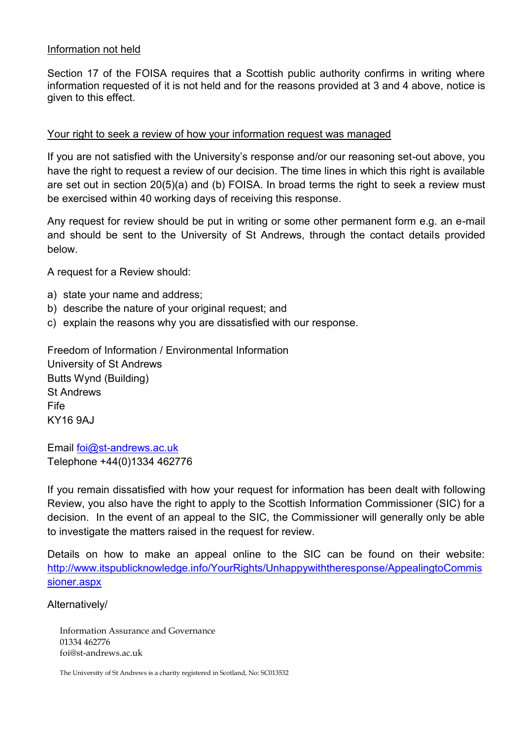Information not held

Section 17 of the FOISA requires that a Scottish public authority confirms in writing where information requested of it is not held and for the reasons provided at 3 and 4 above, notice is given to this effect.

Your right to seek a review of how your information request was managed

If you are not satisfied with the University's response and/or our reasoning set-out above, you have the right to request a review of our decision. The time lines in which this right is available are set out in section 20(5)(a) and (b) FOISA. In broad terms the right to seek a review must be exercised within 40 working days of receiving this response.

Any request for review should be put in writing or some other permanent form e.g. an e-mail and should be sent to the University of St Andrews, through the contact details provided below.

A request for a Review should:

a) state your name and address;
b) describe the nature of your original request; and
c) explain the reasons why you are dissatisfied with our response.

Freedom of Information / Environmental Information
University of St Andrews
Butts Wynd (Building)
St Andrews
Fife
KY16 9AJ

Email foi@st-andrews.ac.uk
Telephone +44(0)1334 462776

If you remain dissatisfied with how your request for information has been dealt with following Review, you also have the right to apply to the Scottish Information Commissioner (SIC) for a decision. In the event of an appeal to the SIC, the Commissioner will generally only be able to investigate the matters raised in the request for review.

Details on how to make an appeal online to the SIC can be found on their website: http://www.itspublicknowledge.info/YourRights/Unhappywiththeresponse/AppealingtoCommissioner.aspx

Alternatively/

Information Assurance and Governance
01334 462776
foi@st-andrews.ac.uk

The University of St Andrews is a charity registered in Scotland, No: SC013532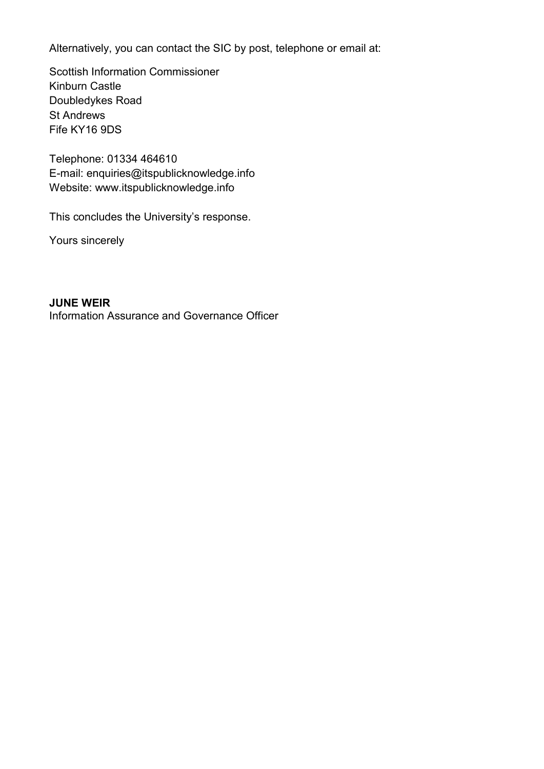Alternatively, you can contact the SIC by post, telephone or email at:

Scottish Information Commissioner
Kinburn Castle
Doubledykes Road
St Andrews
Fife KY16 9DS

Telephone: 01334 464610
E-mail: enquiries@itspublicknowledge.info
Website: www.itspublicknowledge.info

This concludes the University's response.

Yours sincerely

**JUNE WEIR**
Information Assurance and Governance Officer